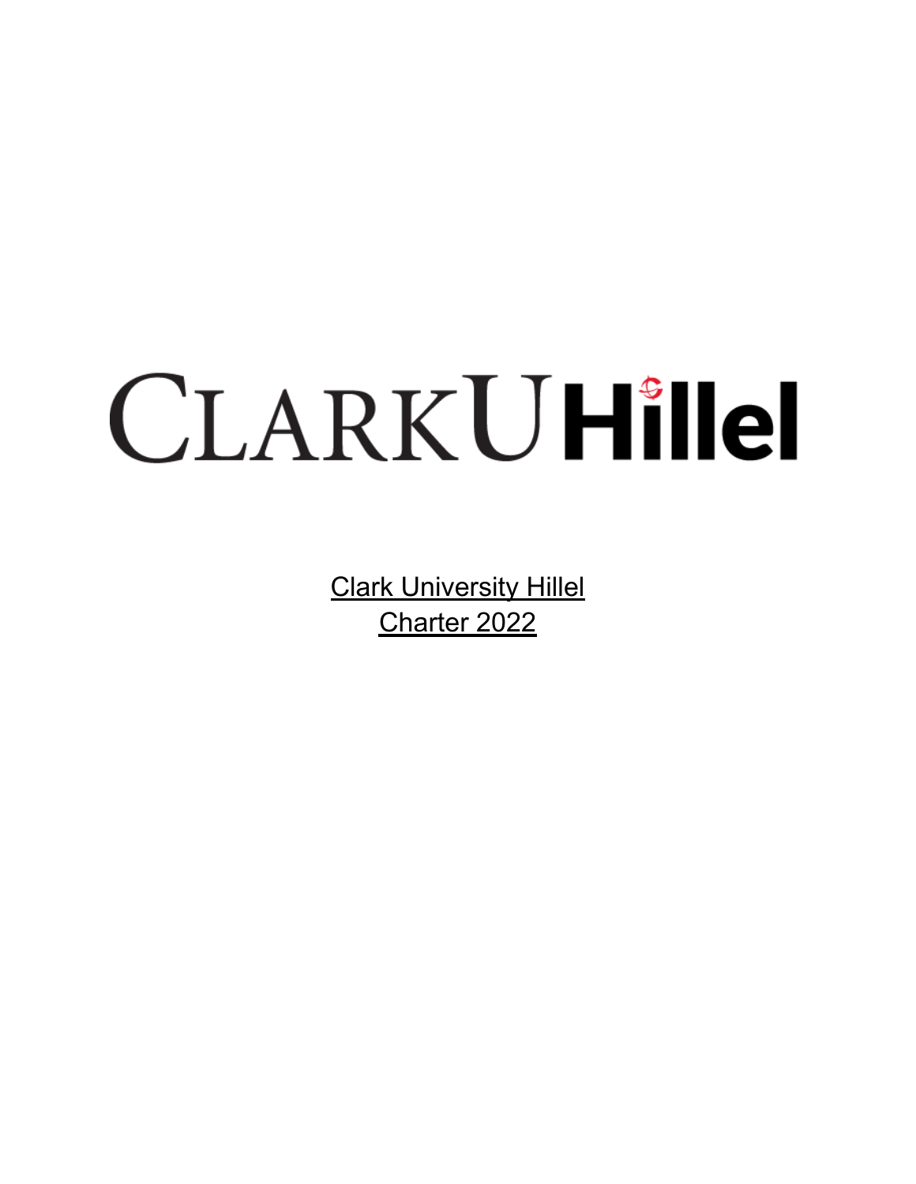CLARKU Hillel

Clark University Hillel
Charter 2022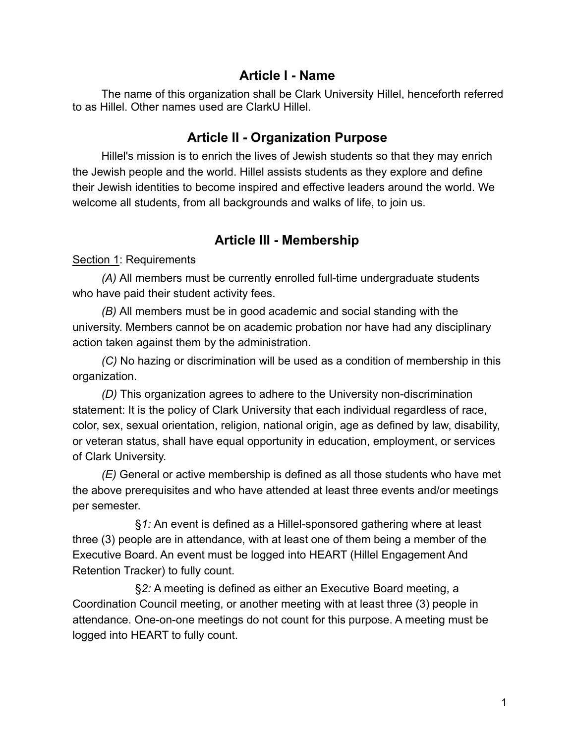## Article I - Name

The name of this organization shall be Clark University Hillel, henceforth referred to as Hillel. Other names used are ClarkU Hillel.

## Article II - Organization Purpose

Hillel's mission is to enrich the lives of Jewish students so that they may enrich the Jewish people and the world. Hillel assists students as they explore and define their Jewish identities to become inspired and effective leaders around the world. We welcome all students, from all backgrounds and walks of life, to join us.

## Article III - Membership

<u>Section 1</u>: Requirements

*(A)* All members must be currently enrolled full-time undergraduate students who have paid their student activity fees.

*(B)* All members must be in good academic and social standing with the university. Members cannot be on academic probation nor have had any disciplinary action taken against them by the administration.

*(C)* No hazing or discrimination will be used as a condition of membership in this organization.

*(D)* This organization agrees to adhere to the University non-discrimination statement: It is the policy of Clark University that each individual regardless of race, color, sex, sexual orientation, religion, national origin, age as defined by law, disability, or veteran status, shall have equal opportunity in education, employment, or services of Clark University.

*(E)* General or active membership is defined as all those students who have met the above prerequisites and who have attended at least three events and/or meetings per semester.

§*1:* An event is defined as a Hillel-sponsored gathering where at least three (3) people are in attendance, with at least one of them being a member of the Executive Board. An event must be logged into HEART (Hillel Engagement And Retention Tracker) to fully count.

§*2:* A meeting is defined as either an Executive Board meeting, a Coordination Council meeting, or another meeting with at least three (3) people in attendance. One-on-one meetings do not count for this purpose. A meeting must be logged into HEART to fully count.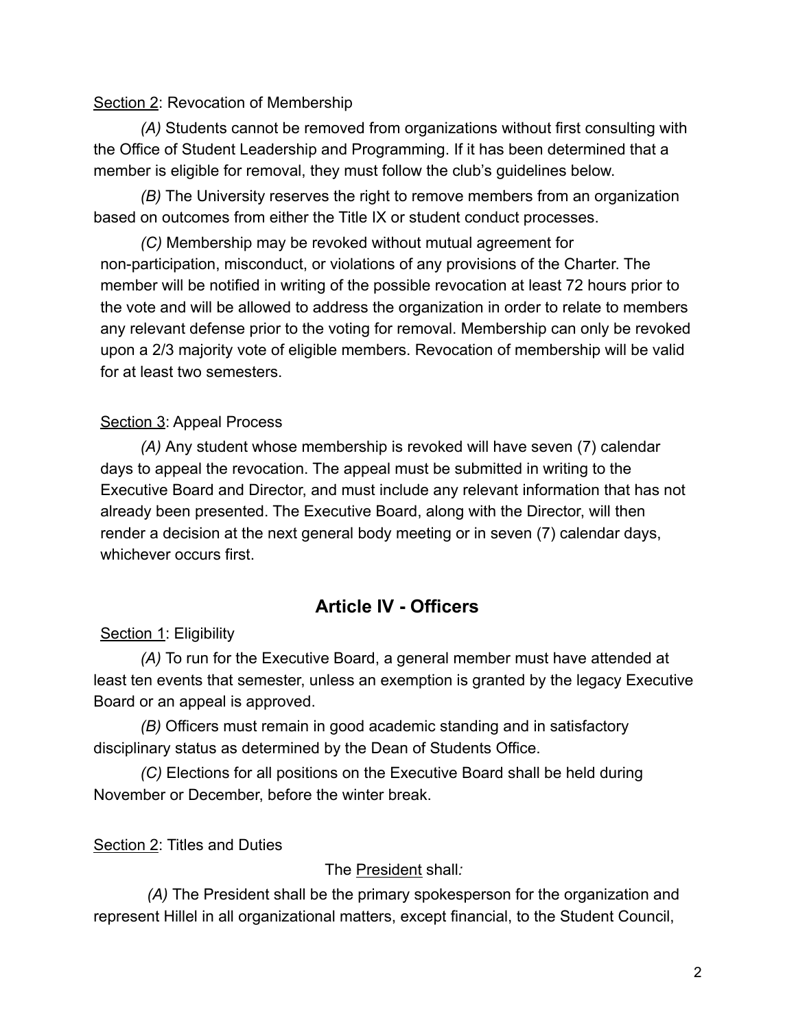Section 2: Revocation of Membership

*(A)* Students cannot be removed from organizations without first consulting with the Office of Student Leadership and Programming. If it has been determined that a member is eligible for removal, they must follow the club's guidelines below.

*(B)* The University reserves the right to remove members from an organization based on outcomes from either the Title IX or student conduct processes.

*(C)* Membership may be revoked without mutual agreement for non-participation, misconduct, or violations of any provisions of the Charter. The member will be notified in writing of the possible revocation at least 72 hours prior to the vote and will be allowed to address the organization in order to relate to members any relevant defense prior to the voting for removal. Membership can only be revoked upon a 2/3 majority vote of eligible members. Revocation of membership will be valid for at least two semesters.

Section 3: Appeal Process

*(A)* Any student whose membership is revoked will have seven (7) calendar days to appeal the revocation. The appeal must be submitted in writing to the Executive Board and Director, and must include any relevant information that has not already been presented. The Executive Board, along with the Director, will then render a decision at the next general body meeting or in seven (7) calendar days, whichever occurs first.

## Article IV - Officers

Section 1: Eligibility

*(A)* To run for the Executive Board, a general member must have attended at least ten events that semester, unless an exemption is granted by the legacy Executive Board or an appeal is approved.

*(B)* Officers must remain in good academic standing and in satisfactory disciplinary status as determined by the Dean of Students Office.

*(C)* Elections for all positions on the Executive Board shall be held during November or December, before the winter break.

Section 2: Titles and Duties

The President shall*:*

*(A)* The President shall be the primary spokesperson for the organization and represent Hillel in all organizational matters, except financial, to the Student Council,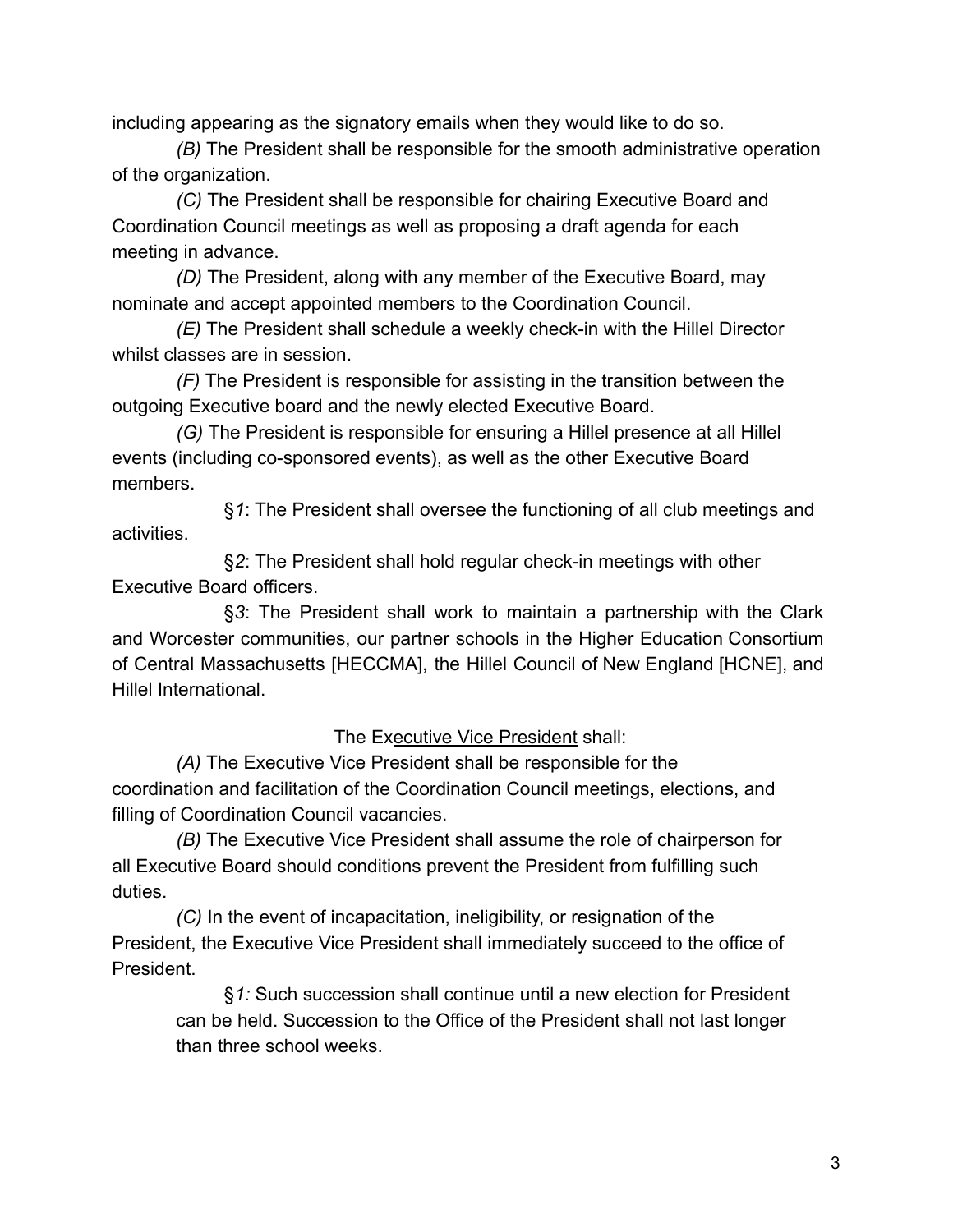including appearing as the signatory emails when they would like to do so.

*(B)* The President shall be responsible for the smooth administrative operation of the organization.

*(C)* The President shall be responsible for chairing Executive Board and Coordination Council meetings as well as proposing a draft agenda for each meeting in advance.

*(D)* The President, along with any member of the Executive Board, may nominate and accept appointed members to the Coordination Council.

*(E)* The President shall schedule a weekly check-in with the Hillel Director whilst classes are in session.

*(F)* The President is responsible for assisting in the transition between the outgoing Executive board and the newly elected Executive Board.

*(G)* The President is responsible for ensuring a Hillel presence at all Hillel events (including co-sponsored events), as well as the other Executive Board members.

§*1*: The President shall oversee the functioning of all club meetings and activities.

§*2*: The President shall hold regular check-in meetings with other Executive Board officers.

§*3*: The President shall work to maintain a partnership with the Clark and Worcester communities, our partner schools in the Higher Education Consortium of Central Massachusetts [HECCMA], the Hillel Council of New England [HCNE], and Hillel International.

The Ex<u>ecutive Vice President</u> shall:

*(A)* The Executive Vice President shall be responsible for the coordination and facilitation of the Coordination Council meetings, elections, and filling of Coordination Council vacancies.

*(B)* The Executive Vice President shall assume the role of chairperson for all Executive Board should conditions prevent the President from fulfilling such duties.

*(C)* In the event of incapacitation, ineligibility, or resignation of the President, the Executive Vice President shall immediately succeed to the office of President.

§*1:* Such succession shall continue until a new election for President can be held. Succession to the Office of the President shall not last longer than three school weeks.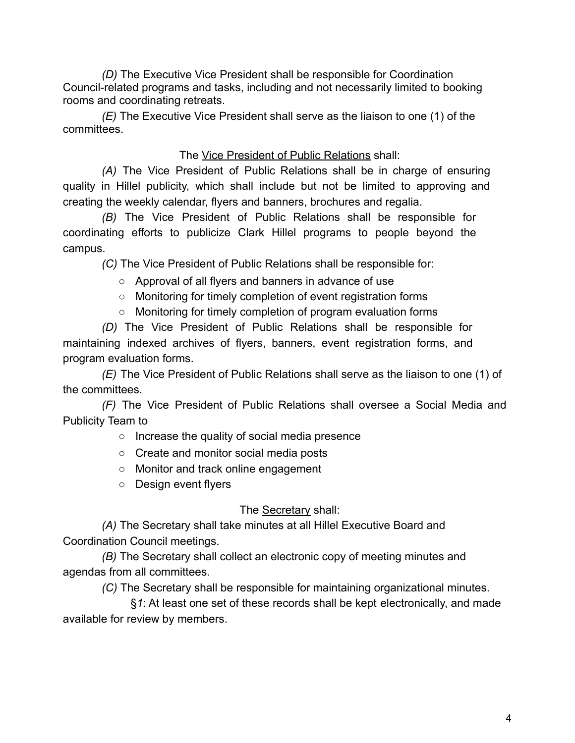*(D)* The Executive Vice President shall be responsible for Coordination Council-related programs and tasks, including and not necessarily limited to booking rooms and coordinating retreats.

*(E)* The Executive Vice President shall serve as the liaison to one (1) of the committees.

The <u>Vice President of Public Relations</u> shall:

*(A)* The Vice President of Public Relations shall be in charge of ensuring quality in Hillel publicity, which shall include but not be limited to approving and creating the weekly calendar, flyers and banners, brochures and regalia.

*(B)* The Vice President of Public Relations shall be responsible for coordinating efforts to publicize Clark Hillel programs to people beyond the campus.

*(C)* The Vice President of Public Relations shall be responsible for:

- Approval of all flyers and banners in advance of use
- Monitoring for timely completion of event registration forms
- Monitoring for timely completion of program evaluation forms

*(D)* The Vice President of Public Relations shall be responsible for maintaining indexed archives of flyers, banners, event registration forms, and program evaluation forms.

*(E)* The Vice President of Public Relations shall serve as the liaison to one (1) of the committees.

*(F)* The Vice President of Public Relations shall oversee a Social Media and Publicity Team to

- Increase the quality of social media presence
- Create and monitor social media posts
- Monitor and track online engagement
- Design event flyers

The <u>Secretary</u> shall:

*(A)* The Secretary shall take minutes at all Hillel Executive Board and Coordination Council meetings.

*(B)* The Secretary shall collect an electronic copy of meeting minutes and agendas from all committees.

*(C)* The Secretary shall be responsible for maintaining organizational minutes.

§*1*: At least one set of these records shall be kept electronically, and made available for review by members.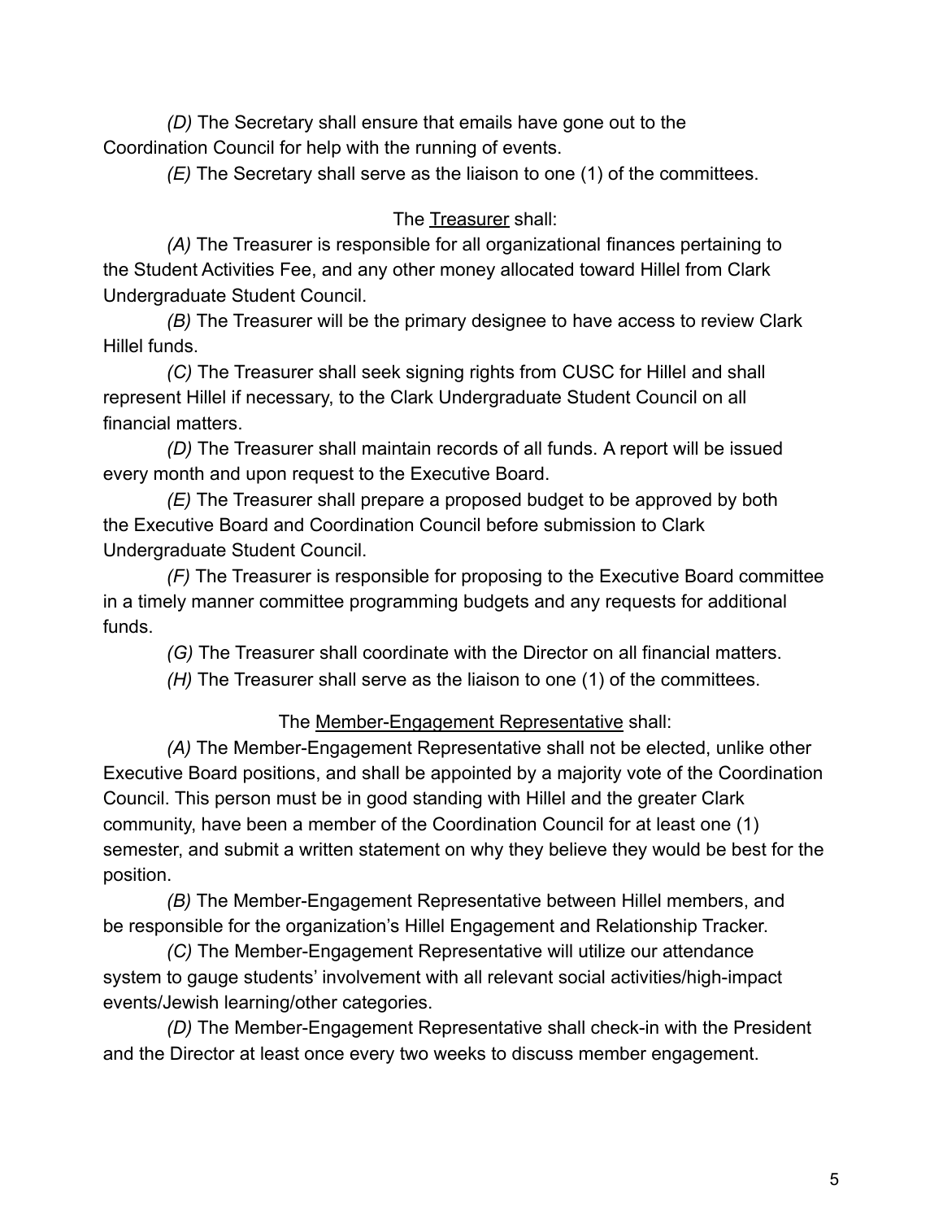*(D)* The Secretary shall ensure that emails have gone out to the Coordination Council for help with the running of events.

*(E)* The Secretary shall serve as the liaison to one (1) of the committees.

The <u>Treasurer</u> shall:

*(A)* The Treasurer is responsible for all organizational finances pertaining to the Student Activities Fee, and any other money allocated toward Hillel from Clark Undergraduate Student Council.

*(B)* The Treasurer will be the primary designee to have access to review Clark Hillel funds.

*(C)* The Treasurer shall seek signing rights from CUSC for Hillel and shall represent Hillel if necessary, to the Clark Undergraduate Student Council on all financial matters.

*(D)* The Treasurer shall maintain records of all funds. A report will be issued every month and upon request to the Executive Board.

*(E)* The Treasurer shall prepare a proposed budget to be approved by both the Executive Board and Coordination Council before submission to Clark Undergraduate Student Council.

*(F)* The Treasurer is responsible for proposing to the Executive Board committee in a timely manner committee programming budgets and any requests for additional funds.

*(G)* The Treasurer shall coordinate with the Director on all financial matters.

*(H)* The Treasurer shall serve as the liaison to one (1) of the committees.

The <u>Member-Engagement Representative</u> shall:

*(A)* The Member-Engagement Representative shall not be elected, unlike other Executive Board positions, and shall be appointed by a majority vote of the Coordination Council. This person must be in good standing with Hillel and the greater Clark community, have been a member of the Coordination Council for at least one (1) semester, and submit a written statement on why they believe they would be best for the position.

*(B)* The Member-Engagement Representative between Hillel members, and be responsible for the organization's Hillel Engagement and Relationship Tracker.

*(C)* The Member-Engagement Representative will utilize our attendance system to gauge students' involvement with all relevant social activities/high-impact events/Jewish learning/other categories.

*(D)* The Member-Engagement Representative shall check-in with the President and the Director at least once every two weeks to discuss member engagement.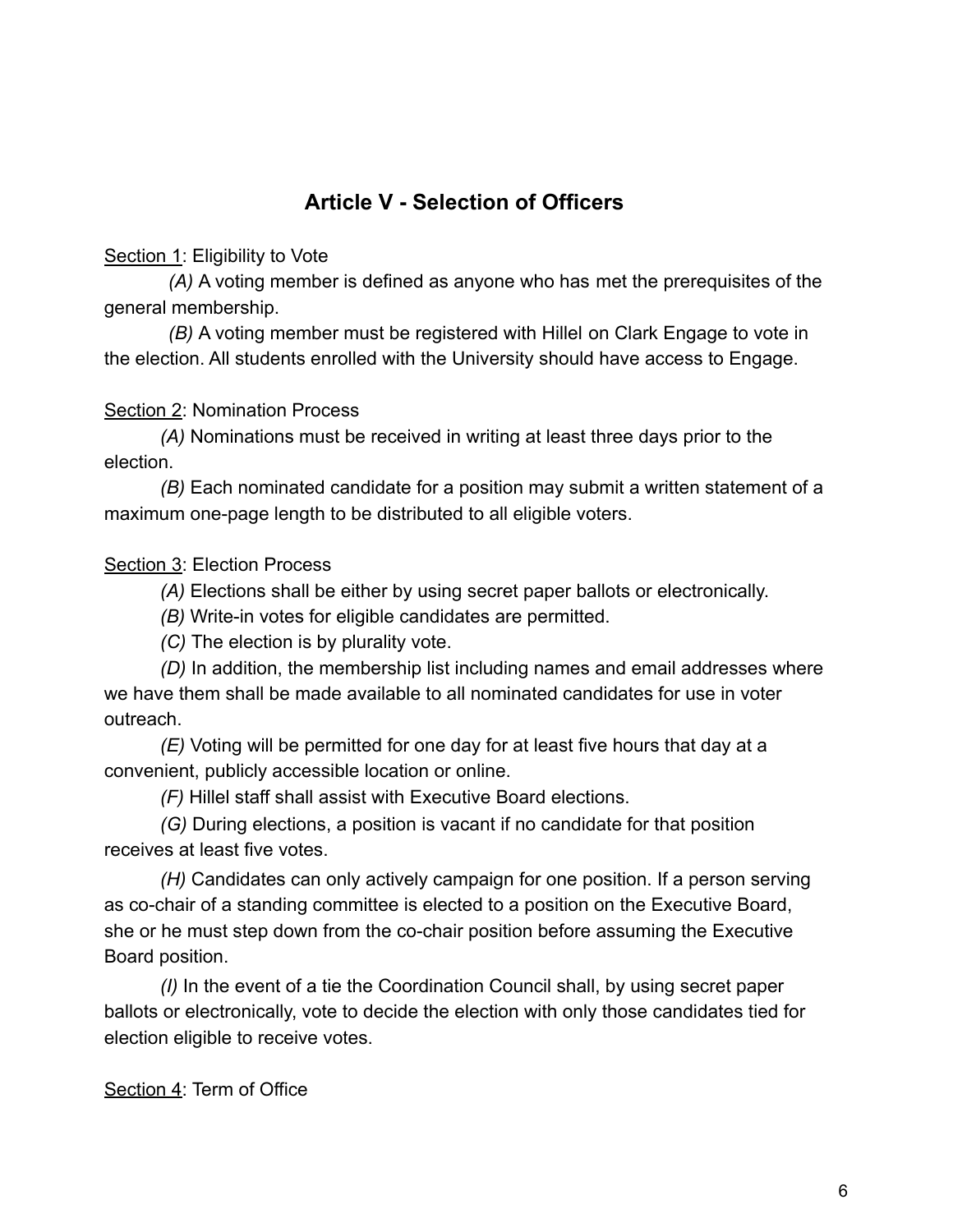## Article V - Selection of Officers

Section 1: Eligibility to Vote

*(A)* A voting member is defined as anyone who has met the prerequisites of the general membership.

*(B)* A voting member must be registered with Hillel on Clark Engage to vote in the election. All students enrolled with the University should have access to Engage.

Section 2: Nomination Process

*(A)* Nominations must be received in writing at least three days prior to the election.

*(B)* Each nominated candidate for a position may submit a written statement of a maximum one-page length to be distributed to all eligible voters.

Section 3: Election Process

*(A)* Elections shall be either by using secret paper ballots or electronically.

*(B)* Write-in votes for eligible candidates are permitted.

*(C)* The election is by plurality vote.

*(D)* In addition, the membership list including names and email addresses where we have them shall be made available to all nominated candidates for use in voter outreach.

*(E)* Voting will be permitted for one day for at least five hours that day at a convenient, publicly accessible location or online.

*(F)* Hillel staff shall assist with Executive Board elections.

*(G)* During elections, a position is vacant if no candidate for that position receives at least five votes.

*(H)* Candidates can only actively campaign for one position. If a person serving as co-chair of a standing committee is elected to a position on the Executive Board, she or he must step down from the co-chair position before assuming the Executive Board position.

*(I)* In the event of a tie the Coordination Council shall, by using secret paper ballots or electronically, vote to decide the election with only those candidates tied for election eligible to receive votes.

Section 4: Term of Office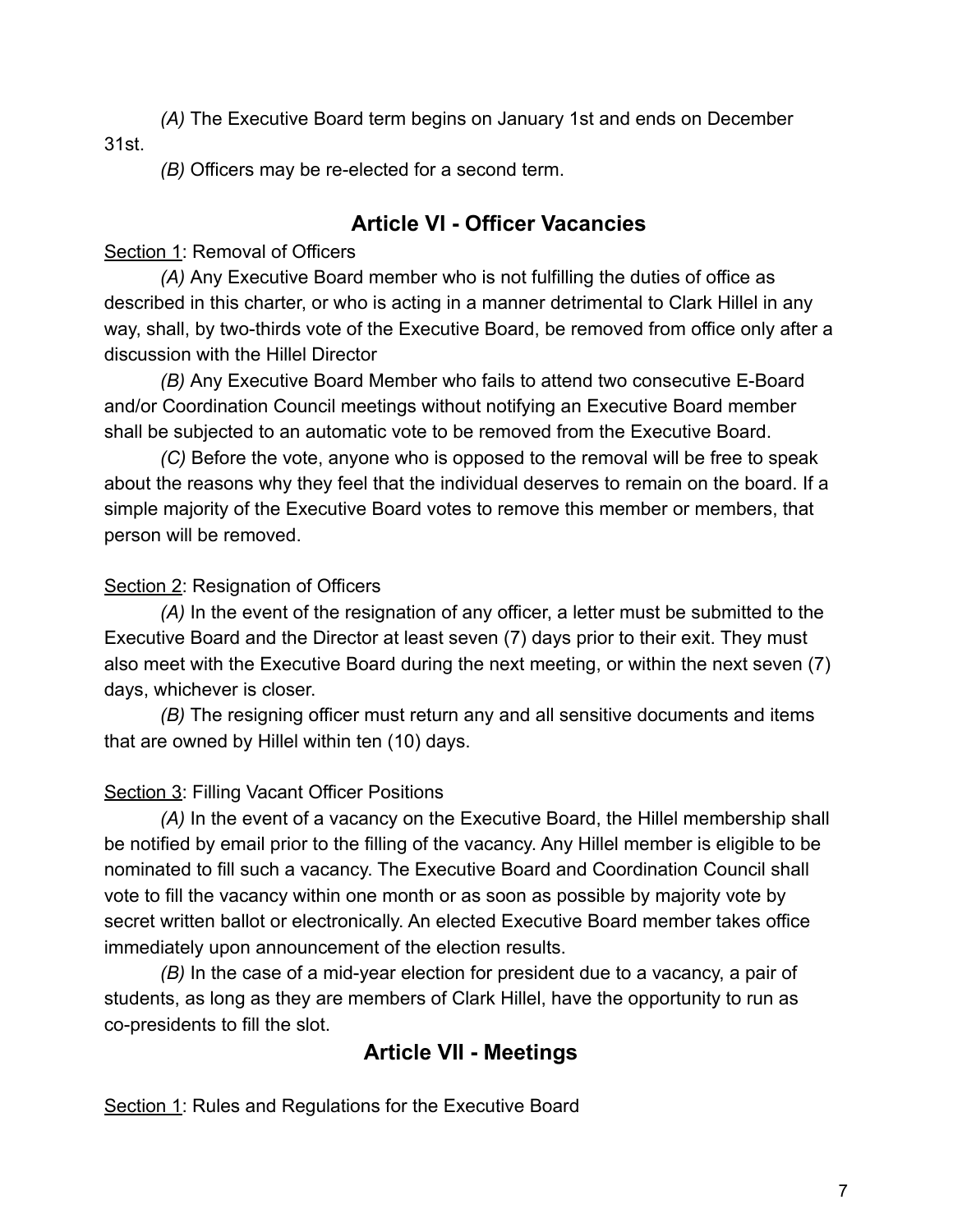*(A)* The Executive Board term begins on January 1st and ends on December 31st.

*(B)* Officers may be re-elected for a second term.

## Article VI - Officer Vacancies

Section 1: Removal of Officers

*(A)* Any Executive Board member who is not fulfilling the duties of office as described in this charter, or who is acting in a manner detrimental to Clark Hillel in any way, shall, by two-thirds vote of the Executive Board, be removed from office only after a discussion with the Hillel Director

*(B)* Any Executive Board Member who fails to attend two consecutive E-Board and/or Coordination Council meetings without notifying an Executive Board member shall be subjected to an automatic vote to be removed from the Executive Board.

*(C)* Before the vote, anyone who is opposed to the removal will be free to speak about the reasons why they feel that the individual deserves to remain on the board. If a simple majority of the Executive Board votes to remove this member or members, that person will be removed.

Section 2: Resignation of Officers

*(A)* In the event of the resignation of any officer, a letter must be submitted to the Executive Board and the Director at least seven (7) days prior to their exit. They must also meet with the Executive Board during the next meeting, or within the next seven (7) days, whichever is closer.

*(B)* The resigning officer must return any and all sensitive documents and items that are owned by Hillel within ten (10) days.

Section 3: Filling Vacant Officer Positions

*(A)* In the event of a vacancy on the Executive Board, the Hillel membership shall be notified by email prior to the filling of the vacancy. Any Hillel member is eligible to be nominated to fill such a vacancy. The Executive Board and Coordination Council shall vote to fill the vacancy within one month or as soon as possible by majority vote by secret written ballot or electronically. An elected Executive Board member takes office immediately upon announcement of the election results.

*(B)* In the case of a mid-year election for president due to a vacancy, a pair of students, as long as they are members of Clark Hillel, have the opportunity to run as co-presidents to fill the slot.

## Article VII - Meetings

Section 1: Rules and Regulations for the Executive Board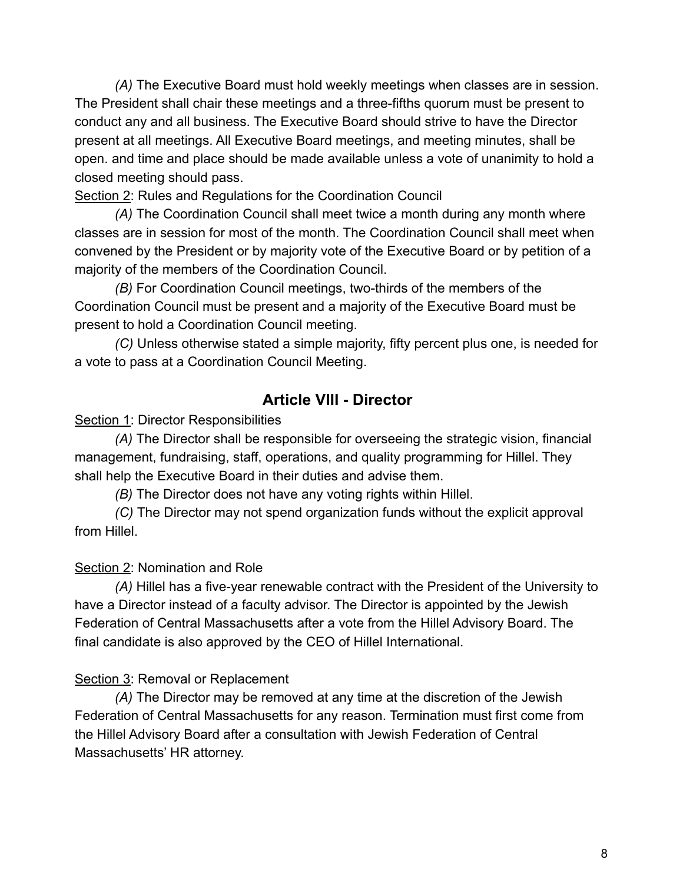*(A)* The Executive Board must hold weekly meetings when classes are in session. The President shall chair these meetings and a three-fifths quorum must be present to conduct any and all business. The Executive Board should strive to have the Director present at all meetings. All Executive Board meetings, and meeting minutes, shall be open. and time and place should be made available unless a vote of unanimity to hold a closed meeting should pass.

<u>Section 2</u>: Rules and Regulations for the Coordination Council

*(A)* The Coordination Council shall meet twice a month during any month where classes are in session for most of the month. The Coordination Council shall meet when convened by the President or by majority vote of the Executive Board or by petition of a majority of the members of the Coordination Council.

*(B)* For Coordination Council meetings, two-thirds of the members of the Coordination Council must be present and a majority of the Executive Board must be present to hold a Coordination Council meeting.

*(C)* Unless otherwise stated a simple majority, fifty percent plus one, is needed for a vote to pass at a Coordination Council Meeting.

## Article VIII - Director

<u>Section 1</u>: Director Responsibilities

*(A)* The Director shall be responsible for overseeing the strategic vision, financial management, fundraising, staff, operations, and quality programming for Hillel. They shall help the Executive Board in their duties and advise them.

*(B)* The Director does not have any voting rights within Hillel.

*(C)* The Director may not spend organization funds without the explicit approval from Hillel.

<u>Section 2</u>: Nomination and Role

*(A)* Hillel has a five-year renewable contract with the President of the University to have a Director instead of a faculty advisor. The Director is appointed by the Jewish Federation of Central Massachusetts after a vote from the Hillel Advisory Board. The final candidate is also approved by the CEO of Hillel International.

<u>Section 3</u>: Removal or Replacement

*(A)* The Director may be removed at any time at the discretion of the Jewish Federation of Central Massachusetts for any reason. Termination must first come from the Hillel Advisory Board after a consultation with Jewish Federation of Central Massachusetts' HR attorney.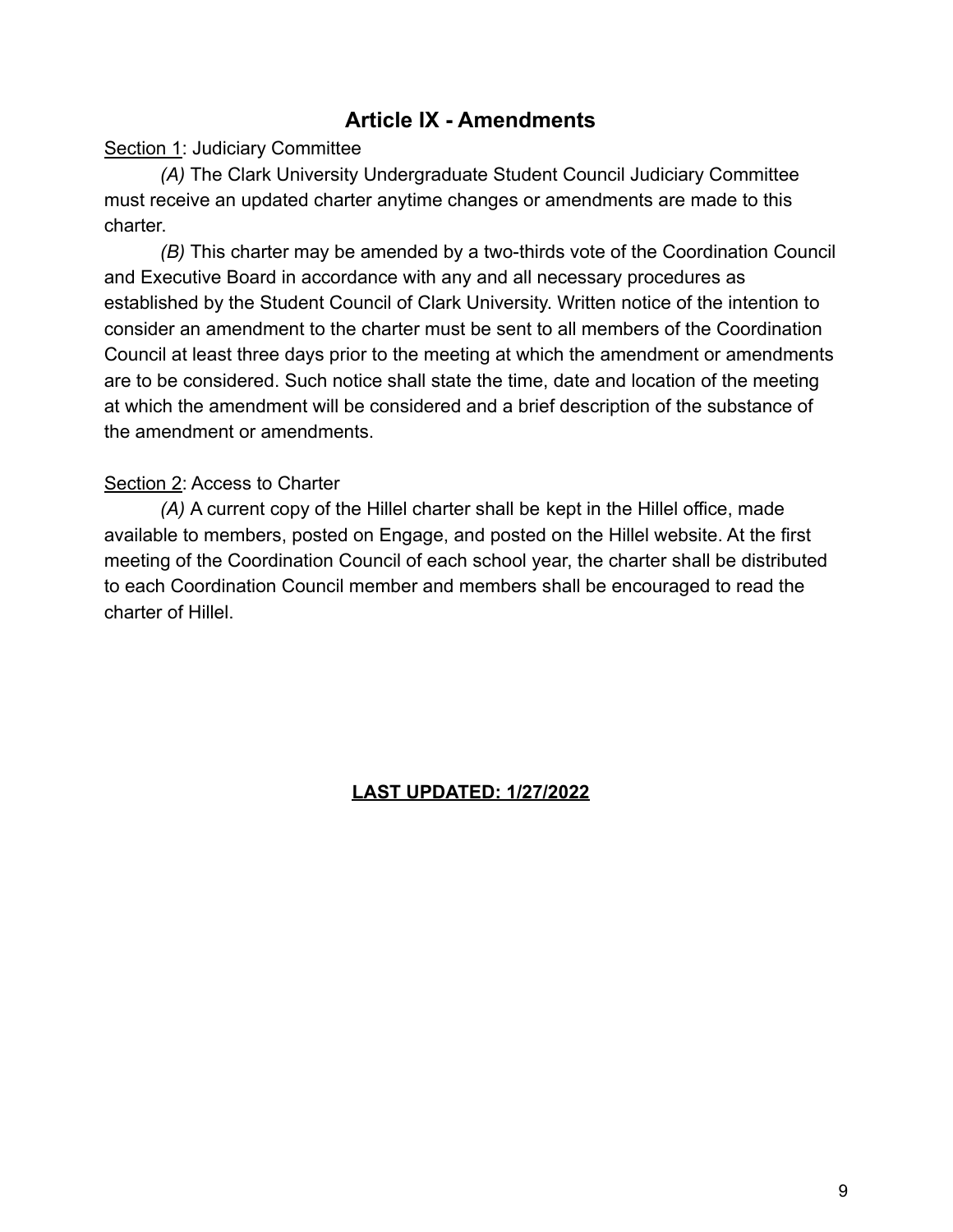## Article IX - Amendments

Section 1: Judiciary Committee

*(A)* The Clark University Undergraduate Student Council Judiciary Committee must receive an updated charter anytime changes or amendments are made to this charter.

*(B)* This charter may be amended by a two-thirds vote of the Coordination Council and Executive Board in accordance with any and all necessary procedures as established by the Student Council of Clark University. Written notice of the intention to consider an amendment to the charter must be sent to all members of the Coordination Council at least three days prior to the meeting at which the amendment or amendments are to be considered. Such notice shall state the time, date and location of the meeting at which the amendment will be considered and a brief description of the substance of the amendment or amendments.

Section 2: Access to Charter

*(A)* A current copy of the Hillel charter shall be kept in the Hillel office, made available to members, posted on Engage, and posted on the Hillel website. At the first meeting of the Coordination Council of each school year, the charter shall be distributed to each Coordination Council member and members shall be encouraged to read the charter of Hillel.

**LAST UPDATED: 1/27/2022**